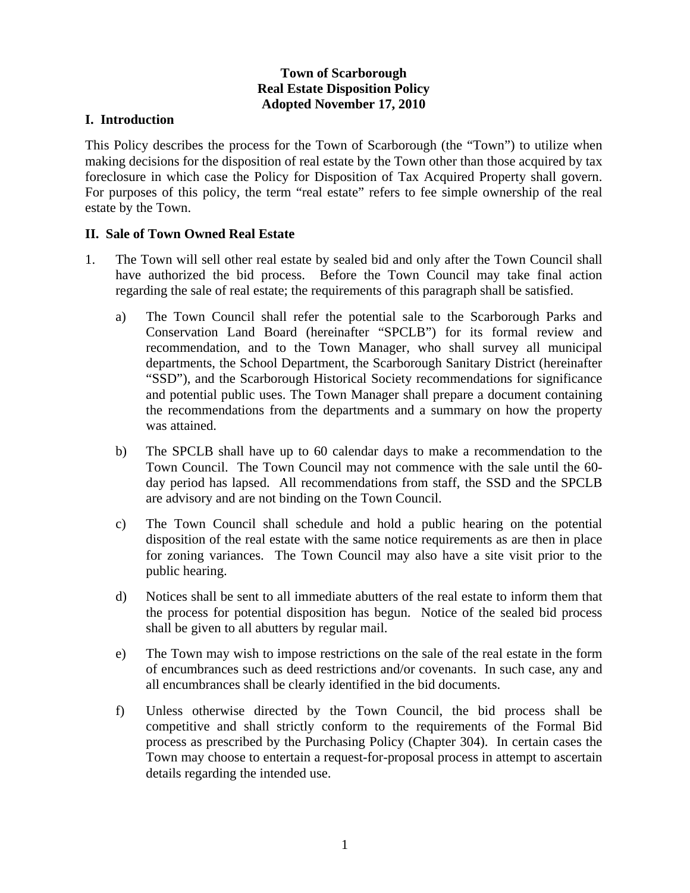**Town of Scarborough**
**Real Estate Disposition Policy**
**Adopted November 17, 2010**

## I. Introduction

This Policy describes the process for the Town of Scarborough (the "Town") to utilize when making decisions for the disposition of real estate by the Town other than those acquired by tax foreclosure in which case the Policy for Disposition of Tax Acquired Property shall govern. For purposes of this policy, the term "real estate" refers to fee simple ownership of the real estate by the Town.

## II. Sale of Town Owned Real Estate

1. The Town will sell other real estate by sealed bid and only after the Town Council shall have authorized the bid process. Before the Town Council may take final action regarding the sale of real estate; the requirements of this paragraph shall be satisfied.

   a) The Town Council shall refer the potential sale to the Scarborough Parks and Conservation Land Board (hereinafter "SPCLB") for its formal review and recommendation, and to the Town Manager, who shall survey all municipal departments, the School Department, the Scarborough Sanitary District (hereinafter "SSD"), and the Scarborough Historical Society recommendations for significance and potential public uses. The Town Manager shall prepare a document containing the recommendations from the departments and a summary on how the property was attained.

   b) The SPCLB shall have up to 60 calendar days to make a recommendation to the Town Council. The Town Council may not commence with the sale until the 60-day period has lapsed. All recommendations from staff, the SSD and the SPCLB are advisory and are not binding on the Town Council.

   c) The Town Council shall schedule and hold a public hearing on the potential disposition of the real estate with the same notice requirements as are then in place for zoning variances. The Town Council may also have a site visit prior to the public hearing.

   d) Notices shall be sent to all immediate abutters of the real estate to inform them that the process for potential disposition has begun. Notice of the sealed bid process shall be given to all abutters by regular mail.

   e) The Town may wish to impose restrictions on the sale of the real estate in the form of encumbrances such as deed restrictions and/or covenants. In such case, any and all encumbrances shall be clearly identified in the bid documents.

   f) Unless otherwise directed by the Town Council, the bid process shall be competitive and shall strictly conform to the requirements of the Formal Bid process as prescribed by the Purchasing Policy (Chapter 304). In certain cases the Town may choose to entertain a request-for-proposal process in attempt to ascertain details regarding the intended use.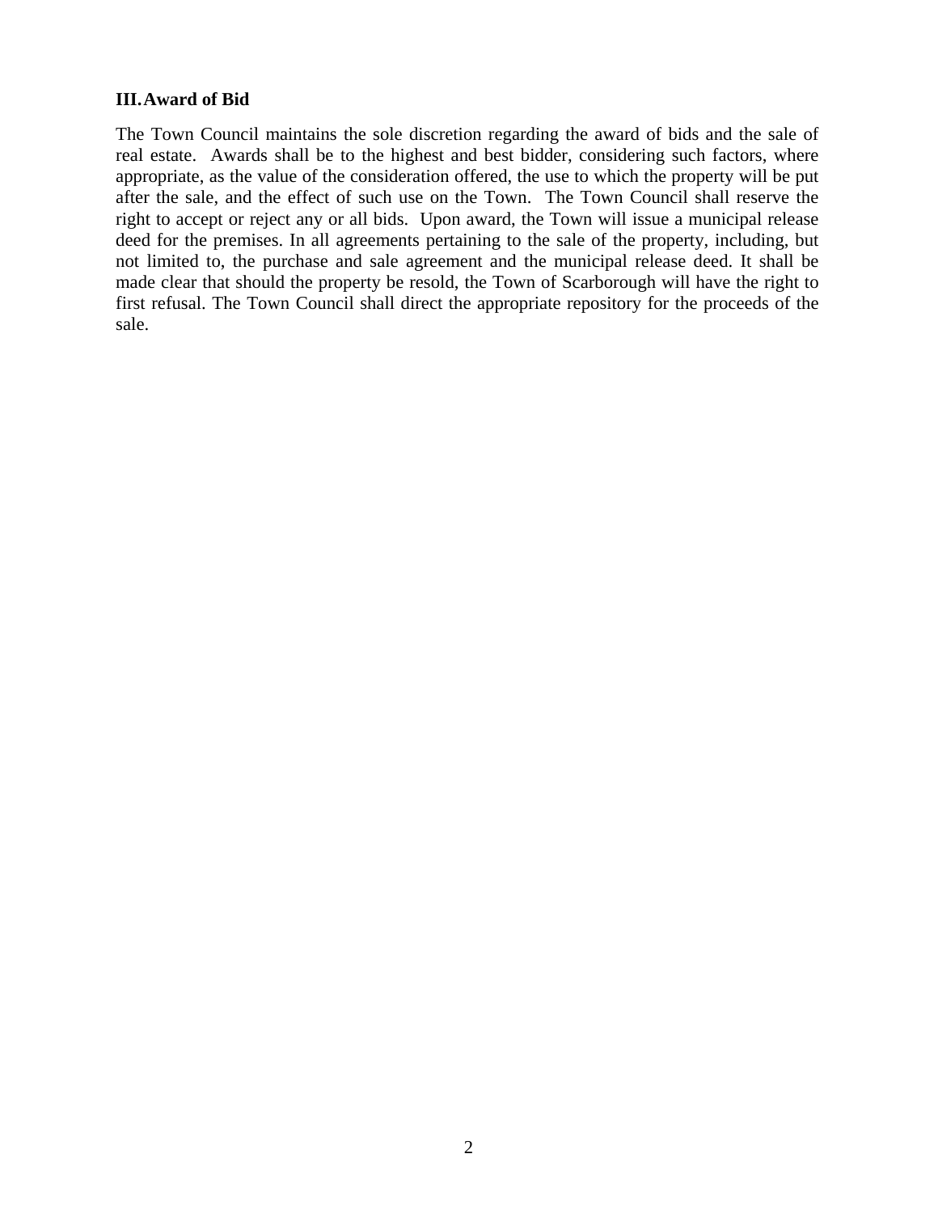### III. Award of Bid

The Town Council maintains the sole discretion regarding the award of bids and the sale of real estate. Awards shall be to the highest and best bidder, considering such factors, where appropriate, as the value of the consideration offered, the use to which the property will be put after the sale, and the effect of such use on the Town. The Town Council shall reserve the right to accept or reject any or all bids. Upon award, the Town will issue a municipal release deed for the premises. In all agreements pertaining to the sale of the property, including, but not limited to, the purchase and sale agreement and the municipal release deed. It shall be made clear that should the property be resold, the Town of Scarborough will have the right to first refusal. The Town Council shall direct the appropriate repository for the proceeds of the sale.